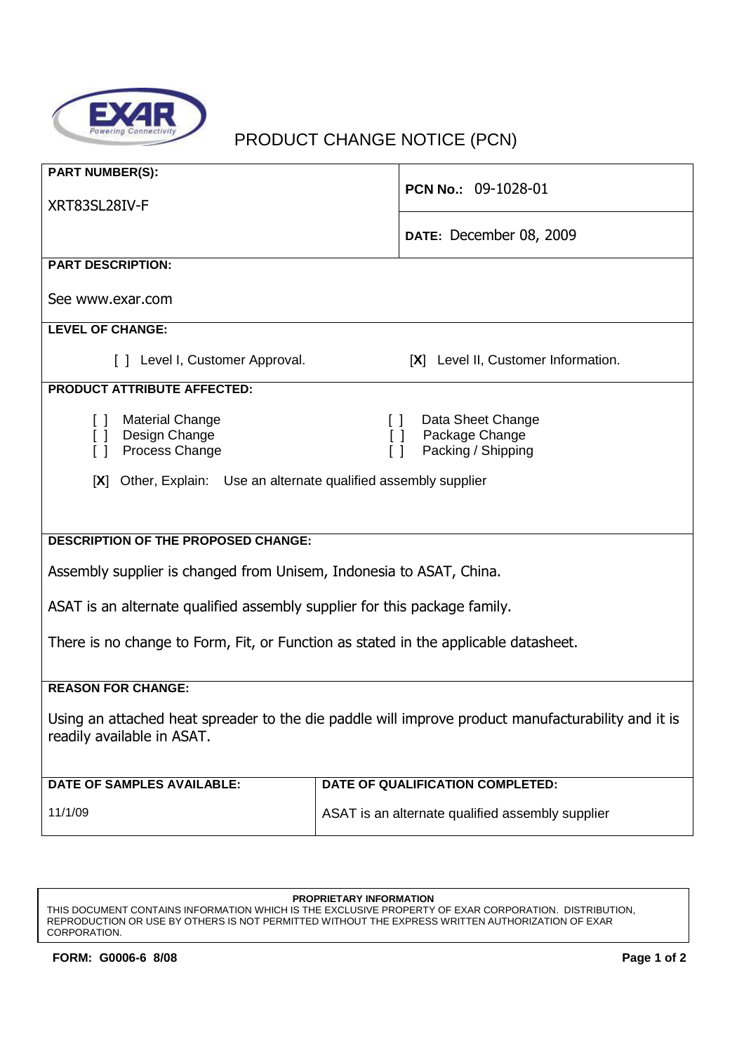# PRODUCT CHANGE NOTICE (PCN)

**PART NUMBER(S):**

XRT83SL28IV-F

**PCN No.:** 09-1028-01

**DATE:** December 08, 2009

**PART DESCRIPTION:**

See www.exar.com

**LEVEL OF CHANGE:**

[ ] Level I, Customer Approval.

[**X**] Level II, Customer Information.

**PRODUCT ATTRIBUTE AFFECTED:**

[ ] Material Change
[ ] Design Change
[ ] Process Change
[ ] Data Sheet Change
[ ] Package Change
[ ] Packing / Shipping

[**X**] Other, Explain: Use an alternate qualified assembly supplier

**DESCRIPTION OF THE PROPOSED CHANGE:**

Assembly supplier is changed from Unisem, Indonesia to ASAT, China.

ASAT is an alternate qualified assembly supplier for this package family.

There is no change to Form, Fit, or Function as stated in the applicable datasheet.

**REASON FOR CHANGE:**

Using an attached heat spreader to the die paddle will improve product manufacturability and it is readily available in ASAT.

| DATE OF SAMPLES AVAILABLE: | DATE OF QUALIFICATION COMPLETED: |
|---|---|
| 11/1/09 | ASAT is an alternate qualified assembly supplier |

**PROPRIETARY INFORMATION**
THIS DOCUMENT CONTAINS INFORMATION WHICH IS THE EXCLUSIVE PROPERTY OF EXAR CORPORATION. DISTRIBUTION, REPRODUCTION OR USE BY OTHERS IS NOT PERMITTED WITHOUT THE EXPRESS WRITTEN AUTHORIZATION OF EXAR CORPORATION.

**FORM: G0006-6 8/08**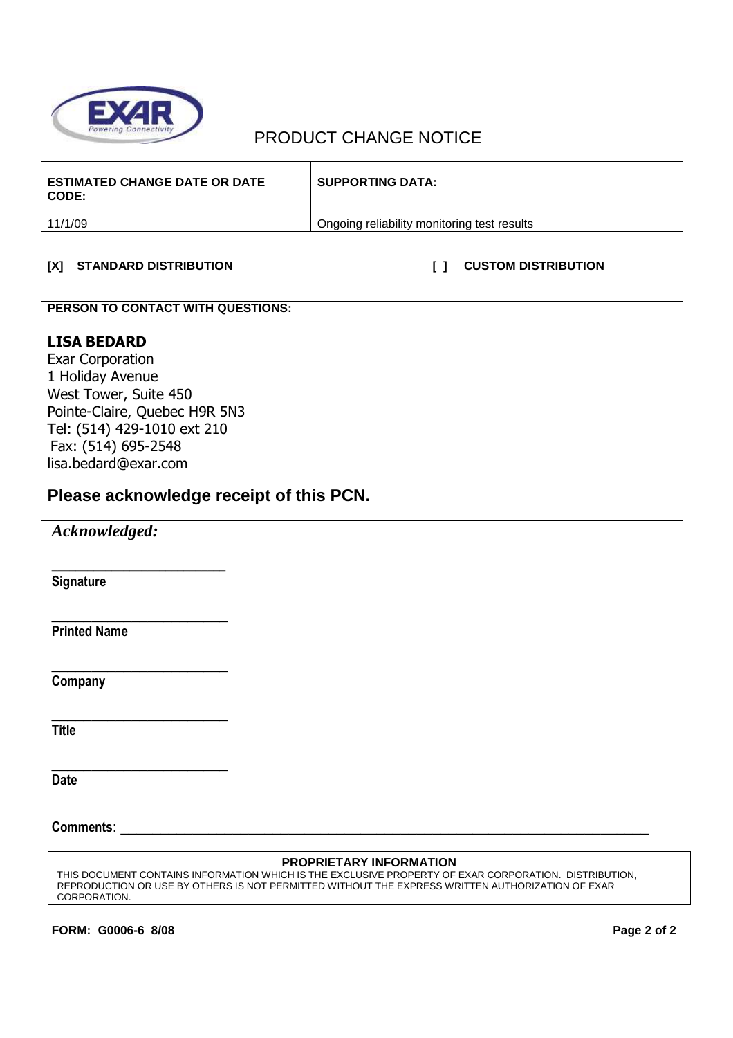# PRODUCT CHANGE NOTICE

| ESTIMATED CHANGE DATE OR DATE CODE: | SUPPORTING DATA: |
|---|---|
| 11/1/09 | Ongoing reliability monitoring test results |

**[X] STANDARD DISTRIBUTION** **[ ] CUSTOM DISTRIBUTION**

**PERSON TO CONTACT WITH QUESTIONS:**

**LISA BEDARD**
Exar Corporation
1 Holiday Avenue
West Tower, Suite 450
Pointe-Claire, Quebec H9R 5N3
Tel: (514) 429-1010 ext 210
Fax: (514) 695-2548
lisa.bedard@exar.com

## Please acknowledge receipt of this PCN.

***Acknowledged:***

___________________________
**Signature**

___________________________
**Printed Name**

___________________________
**Company**

___________________________
**Title**

___________________________
**Date**

**Comments**: ________________________________________________________________________________

**PROPRIETARY INFORMATION**
THIS DOCUMENT CONTAINS INFORMATION WHICH IS THE EXCLUSIVE PROPERTY OF EXAR CORPORATION. DISTRIBUTION, REPRODUCTION OR USE BY OTHERS IS NOT PERMITTED WITHOUT THE EXPRESS WRITTEN AUTHORIZATION OF EXAR CORPORATION.

**FORM: G0006-6 8/08**